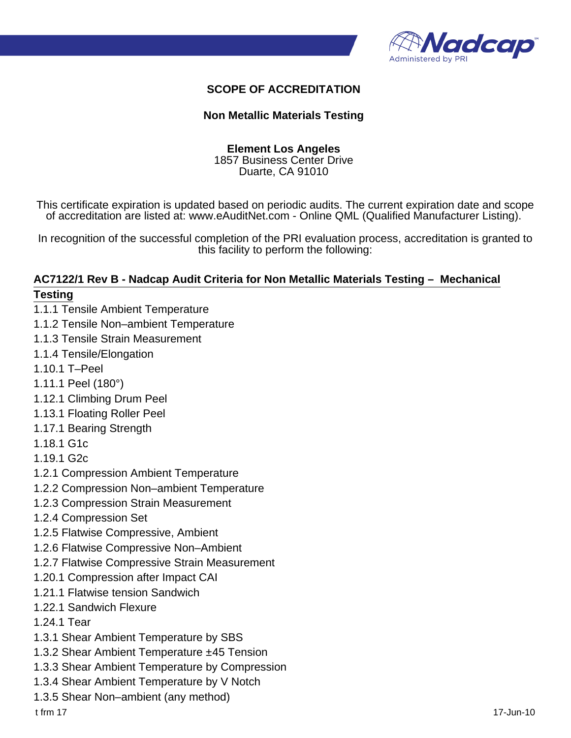# SCOPE OF ACCREDITATION

## Non Metallic Materials Testing

**Element Los Angeles**
1857 Business Center Drive
Duarte, CA 91010

This certificate expiration is updated based on periodic audits. The current expiration date and scope of accreditation are listed at: www.eAuditNet.com - Online QML (Qualified Manufacturer Listing).

In recognition of the successful completion of the PRI evaluation process, accreditation is granted to this facility to perform the following:

### AC7122/1 Rev B - Nadcap Audit Criteria for Non Metallic Materials Testing – Mechanical Testing

1.1.1 Tensile Ambient Temperature
1.1.2 Tensile Non–ambient Temperature
1.1.3 Tensile Strain Measurement
1.1.4 Tensile/Elongation
1.10.1 T–Peel
1.11.1 Peel (180°)
1.12.1 Climbing Drum Peel
1.13.1 Floating Roller Peel
1.17.1 Bearing Strength
1.18.1 G1c
1.19.1 G2c
1.2.1 Compression Ambient Temperature
1.2.2 Compression Non–ambient Temperature
1.2.3 Compression Strain Measurement
1.2.4 Compression Set
1.2.5 Flatwise Compressive, Ambient
1.2.6 Flatwise Compressive Non–Ambient
1.2.7 Flatwise Compressive Strain Measurement
1.20.1 Compression after Impact CAI
1.21.1 Flatwise tension Sandwich
1.22.1 Sandwich Flexure
1.24.1 Tear
1.3.1 Shear Ambient Temperature by SBS
1.3.2 Shear Ambient Temperature ±45 Tension
1.3.3 Shear Ambient Temperature by Compression
1.3.4 Shear Ambient Temperature by V Notch
1.3.5 Shear Non–ambient (any method)

t frm 17 17-Jun-10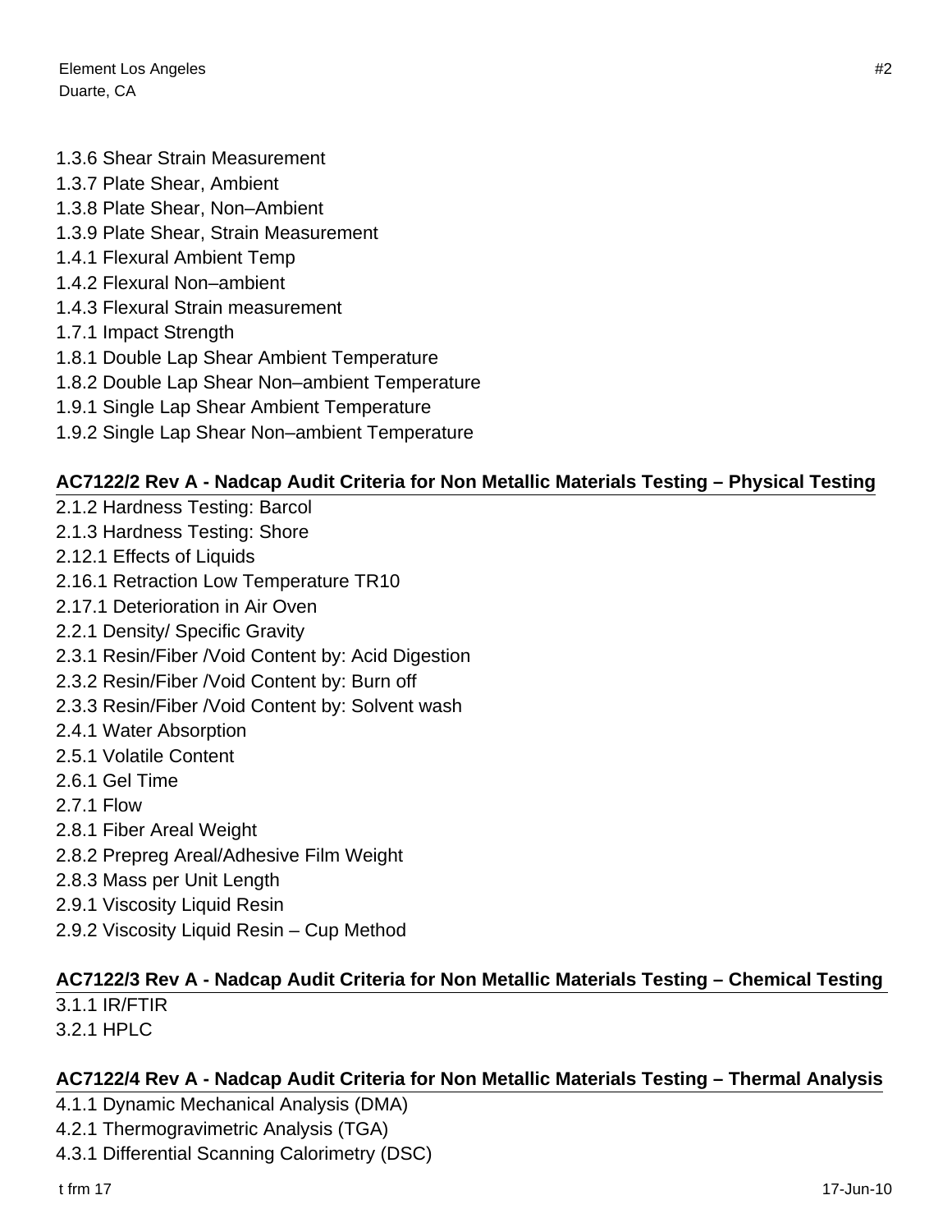1.3.6 Shear Strain Measurement
1.3.7 Plate Shear, Ambient
1.3.8 Plate Shear, Non–Ambient
1.3.9 Plate Shear, Strain Measurement
1.4.1 Flexural Ambient Temp
1.4.2 Flexural Non–ambient
1.4.3 Flexural Strain measurement
1.7.1 Impact Strength
1.8.1 Double Lap Shear Ambient Temperature
1.8.2 Double Lap Shear Non–ambient Temperature
1.9.1 Single Lap Shear Ambient Temperature
1.9.2 Single Lap Shear Non–ambient Temperature

## AC7122/2 Rev A - Nadcap Audit Criteria for Non Metallic Materials Testing – Physical Testing

2.1.2 Hardness Testing: Barcol
2.1.3 Hardness Testing: Shore
2.12.1 Effects of Liquids
2.16.1 Retraction Low Temperature TR10
2.17.1 Deterioration in Air Oven
2.2.1 Density/ Specific Gravity
2.3.1 Resin/Fiber /Void Content by: Acid Digestion
2.3.2 Resin/Fiber /Void Content by: Burn off
2.3.3 Resin/Fiber /Void Content by: Solvent wash
2.4.1 Water Absorption
2.5.1 Volatile Content
2.6.1 Gel Time
2.7.1 Flow
2.8.1 Fiber Areal Weight
2.8.2 Prepreg Areal/Adhesive Film Weight
2.8.3 Mass per Unit Length
2.9.1 Viscosity Liquid Resin
2.9.2 Viscosity Liquid Resin – Cup Method

## AC7122/3 Rev A - Nadcap Audit Criteria for Non Metallic Materials Testing – Chemical Testing

3.1.1 IR/FTIR
3.2.1 HPLC

## AC7122/4 Rev A - Nadcap Audit Criteria for Non Metallic Materials Testing – Thermal Analysis

4.1.1 Dynamic Mechanical Analysis (DMA)
4.2.1 Thermogravimetric Analysis (TGA)
4.3.1 Differential Scanning Calorimetry (DSC)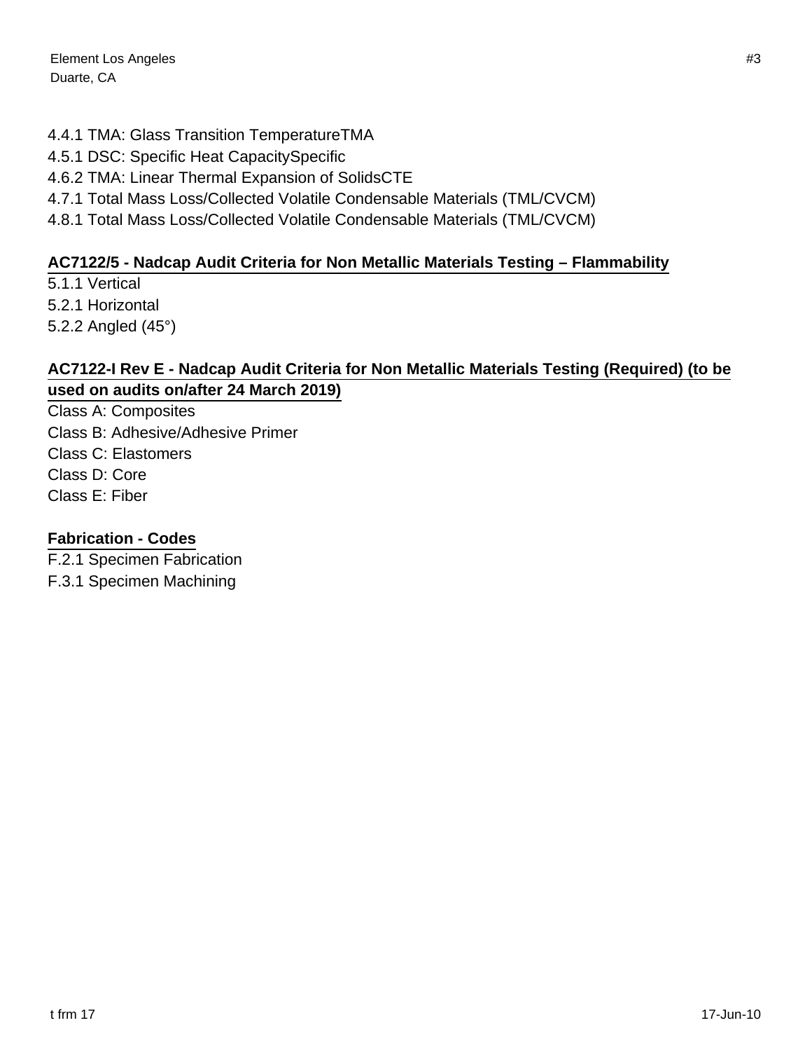4.4.1 TMA: Glass Transition TemperatureTMA
4.5.1 DSC: Specific Heat CapacitySpecific
4.6.2 TMA: Linear Thermal Expansion of SolidsCTE
4.7.1 Total Mass Loss/Collected Volatile Condensable Materials (TML/CVCM)
4.8.1 Total Mass Loss/Collected Volatile Condensable Materials (TML/CVCM)

**AC7122/5 - Nadcap Audit Criteria for Non Metallic Materials Testing – Flammability**

5.1.1 Vertical
5.2.1 Horizontal
5.2.2 Angled (45°)

**AC7122-I Rev E - Nadcap Audit Criteria for Non Metallic Materials Testing (Required) (to be used on audits on/after 24 March 2019)**

Class A: Composites
Class B: Adhesive/Adhesive Primer
Class C: Elastomers
Class D: Core
Class E: Fiber

**Fabrication - Codes**

F.2.1 Specimen Fabrication
F.3.1 Specimen Machining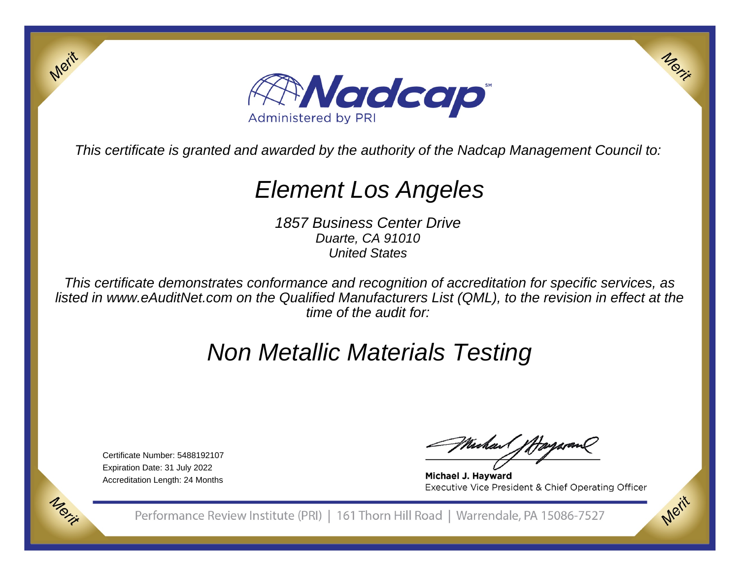Nadcap

Administered by PRI

*This certificate is granted and awarded by the authority of the Nadcap Management Council to:*

# *Element Los Angeles*

*1857 Business Center Drive*
*Duarte, CA 91010*
*United States*

*This certificate demonstrates conformance and recognition of accreditation for specific services, as listed in www.eAuditNet.com on the Qualified Manufacturers List (QML), to the revision in effect at the time of the audit for:*

# *Non Metallic Materials Testing*

Certificate Number: 5488192107
Expiration Date: 31 July 2022
Accreditation Length: 24 Months

**Michael J. Hayward**
Executive Vice President & Chief Operating Officer

Performance Review Institute (PRI) | 161 Thorn Hill Road | Warrendale, PA 15086-7527